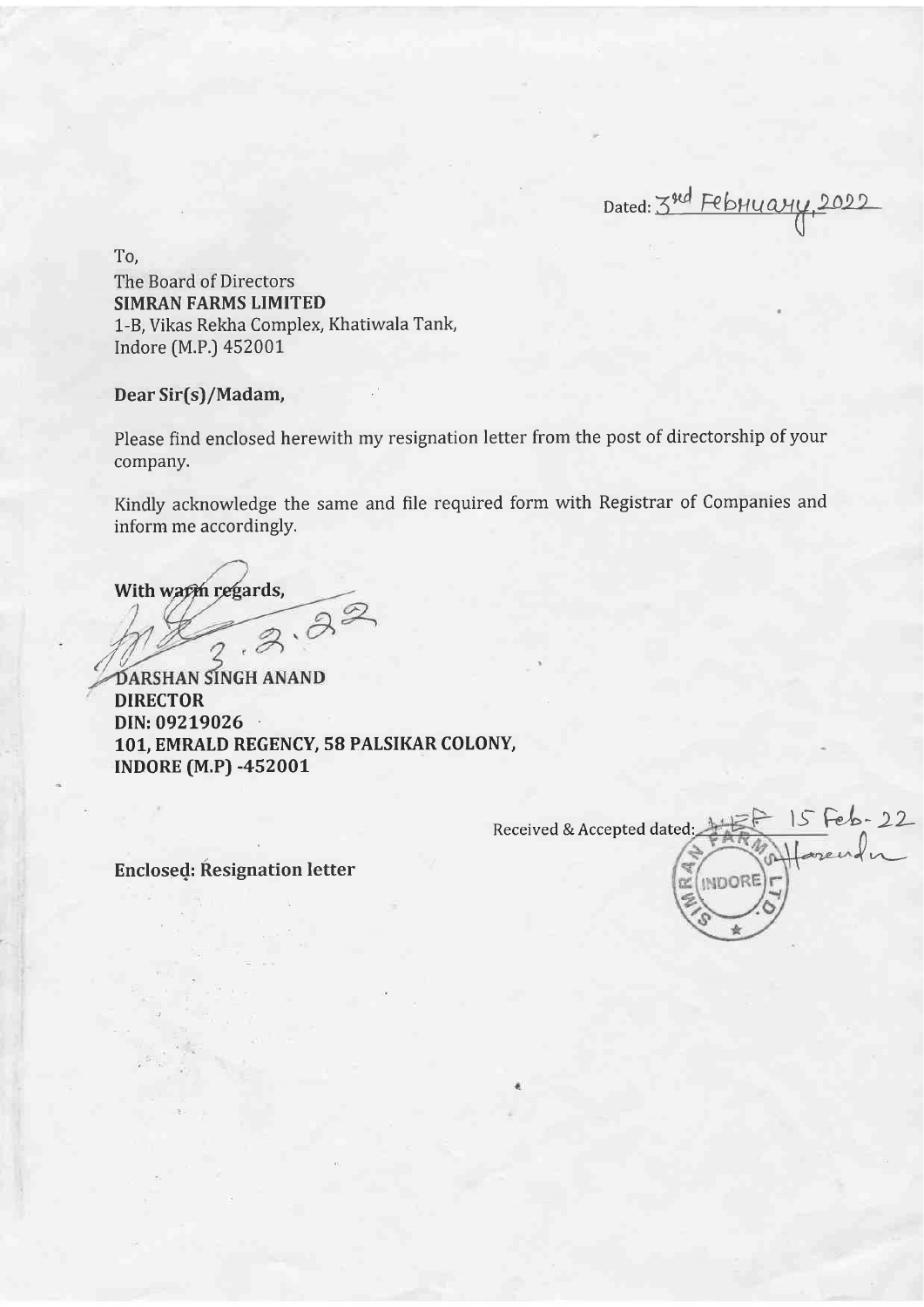Dated: 3rd February, 2022

To,
The Board of Directors
**SIMRAN FARMS LIMITED**
1-B, Vikas Rekha Complex, Khatiwala Tank,
Indore (M.P.) 452001

**Dear Sir(s)/Madam,**

Please find enclosed herewith my resignation letter from the post of directorship of your company.

Kindly acknowledge the same and file required form with Registrar of Companies and inform me accordingly.

**With warm regards,**

3.2.22

**DARSHAN SINGH ANAND**
**DIRECTOR**
**DIN: 09219026**
**101, EMRALD REGENCY, 58 PALSIKAR COLONY,**
**INDORE (M.P) -452001**

Received & Accepted dated: 15 Feb-22

SIMRAN FARMS LTD. INDORE

**Enclosed: Resignation letter**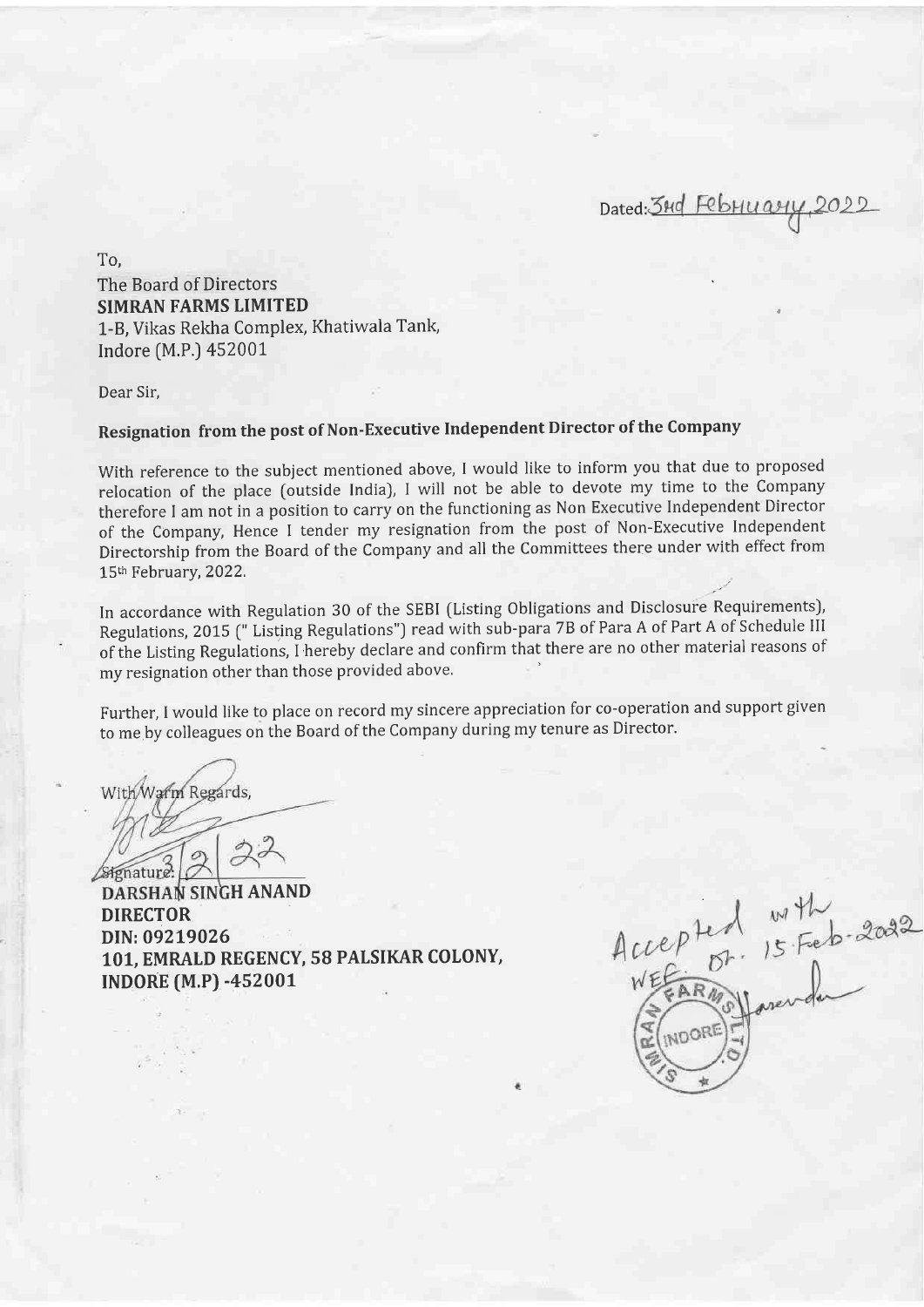Dated: 3rd February, 2022

To,
The Board of Directors
**SIMRAN FARMS LIMITED**
1-B, Vikas Rekha Complex, Khatiwala Tank,
Indore (M.P.) 452001

Dear Sir,

**Resignation from the post of Non-Executive Independent Director of the Company**

With reference to the subject mentioned above, I would like to inform you that due to proposed relocation of the place (outside India), I will not be able to devote my time to the Company therefore I am not in a position to carry on the functioning as Non Executive Independent Director of the Company, Hence I tender my resignation from the post of Non-Executive Independent Directorship from the Board of the Company and all the Committees there under with effect from 15th February, 2022.

In accordance with Regulation 30 of the SEBI (Listing Obligations and Disclosure Requirements), Regulations, 2015 (" Listing Regulations") read with sub-para 7B of Para A of Part A of Schedule III of the Listing Regulations, I hereby declare and confirm that there are no other material reasons of my resignation other than those provided above.

Further, I would like to place on record my sincere appreciation for co-operation and support given to me by colleagues on the Board of the Company during my tenure as Director.

With Warm Regards,

Signature: 3/2/22

**DARSHAN SINGH ANAND**
**DIRECTOR**
**DIN: 09219026**
**101, EMRALD REGENCY, 58 PALSIKAR COLONY,**
**INDORE (M.P) -452001**

Accepted with WEF Dt. 15-Feb-2022

SIMRAN FARMS LTD. INDORE